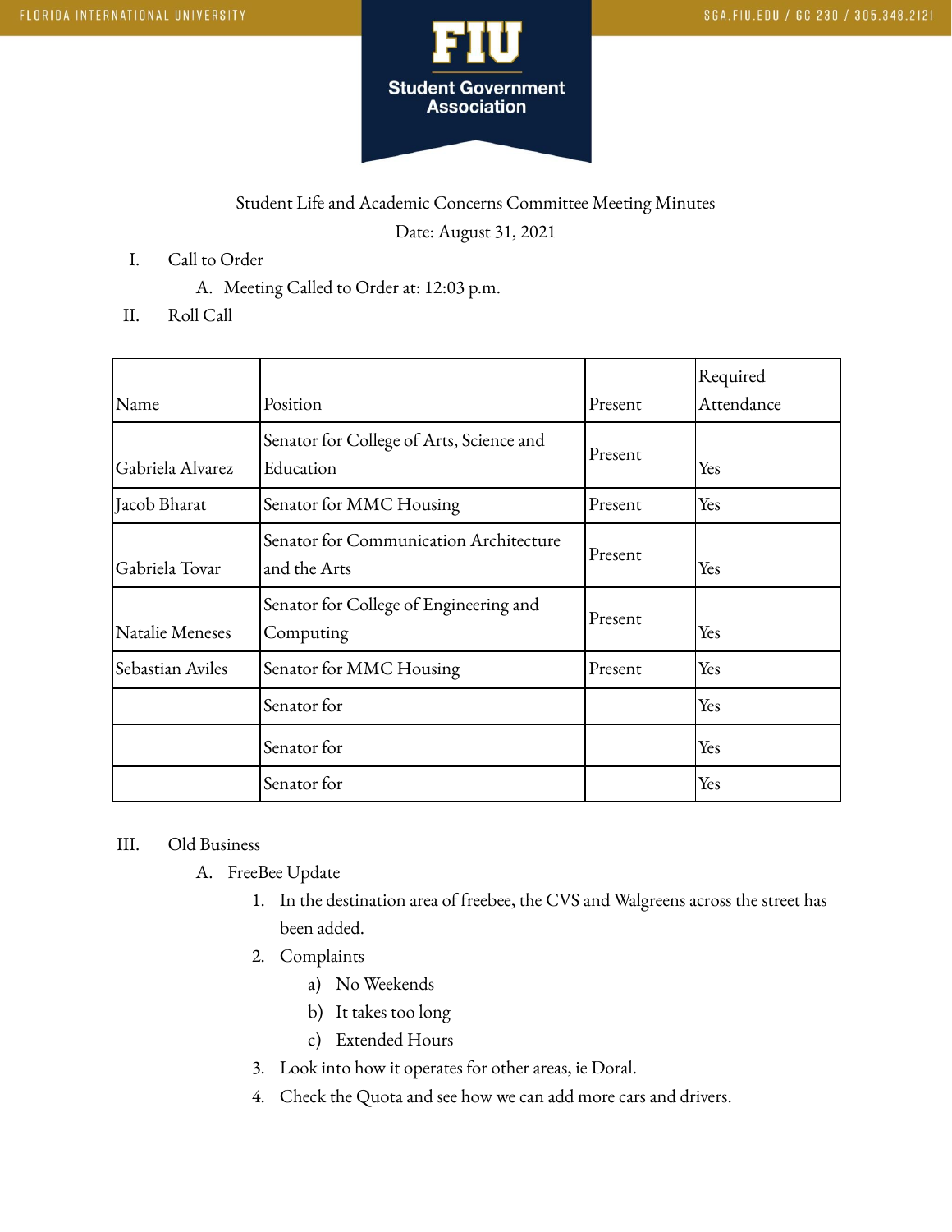Student Life and Academic Concerns Committee Meeting Minutes

Date: August 31, 2021

I. Call to Order
   A. Meeting Called to Order at: 12:03 p.m.

II. Roll Call

| Name | Position | Present | Required Attendance |
|---|---|---|---|
| Gabriela Alvarez | Senator for College of Arts, Science and Education | Present | Yes |
| Jacob Bharat | Senator for MMC Housing | Present | Yes |
| Gabriela Tovar | Senator for Communication Architecture and the Arts | Present | Yes |
| Natalie Meneses | Senator for College of Engineering and Computing | Present | Yes |
| Sebastian Aviles | Senator for MMC Housing | Present | Yes |
| | Senator for | | Yes |
| | Senator for | | Yes |
| | Senator for | | Yes |

III. Old Business
   A. FreeBee Update
      1. In the destination area of freebee, the CVS and Walgreens across the street has been added.
      2. Complaints
         a) No Weekends
         b) It takes too long
         c) Extended Hours
      3. Look into how it operates for other areas, ie Doral.
      4. Check the Quota and see how we can add more cars and drivers.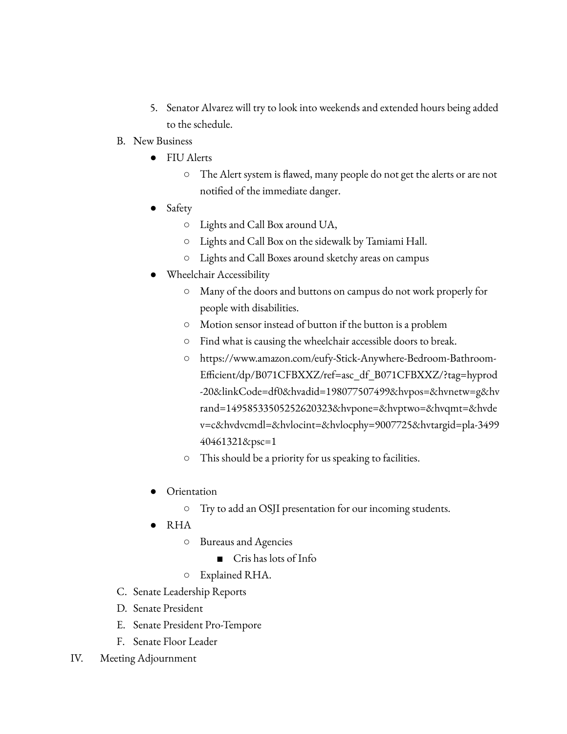5. Senator Alvarez will try to look into weekends and extended hours being added to the schedule.

B. New Business

- FIU Alerts
  - The Alert system is flawed, many people do not get the alerts or are not notified of the immediate danger.
- Safety
  - Lights and Call Box around UA,
  - Lights and Call Box on the sidewalk by Tamiami Hall.
  - Lights and Call Boxes around sketchy areas on campus
- Wheelchair Accessibility
  - Many of the doors and buttons on campus do not work properly for people with disabilities.
  - Motion sensor instead of button if the button is a problem
  - Find what is causing the wheelchair accessible doors to break.
  - https://www.amazon.com/eufy-Stick-Anywhere-Bedroom-Bathroom-Efficient/dp/B071CFBXXZ/ref=asc_df_B071CFBXXZ/?tag=hyprod-20&linkCode=df0&hvadid=198077507499&hvpos=&hvnetw=g&hvrand=14958533505252620323&hvpone=&hvptwo=&hvqmt=&hvdev=c&hvdvcmdl=&hvlocint=&hvlocphy=9007725&hvtargid=pla-349940461321&psc=1
  - This should be a priority for us speaking to facilities.

- Orientation
  - Try to add an OSJI presentation for our incoming students.
- RHA
  - Bureaus and Agencies
    - Cris has lots of Info
  - Explained RHA.

C. Senate Leadership Reports

D. Senate President

E. Senate President Pro-Tempore

F. Senate Floor Leader

IV. Meeting Adjournment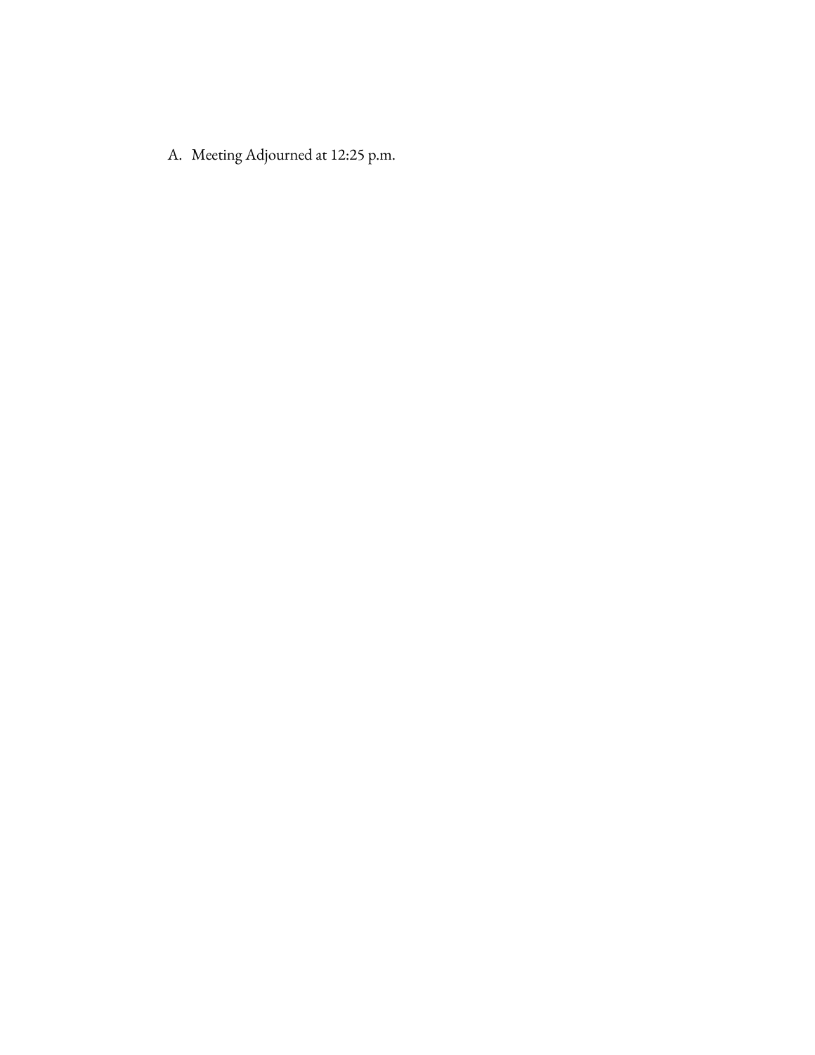A. Meeting Adjourned at 12:25 p.m.